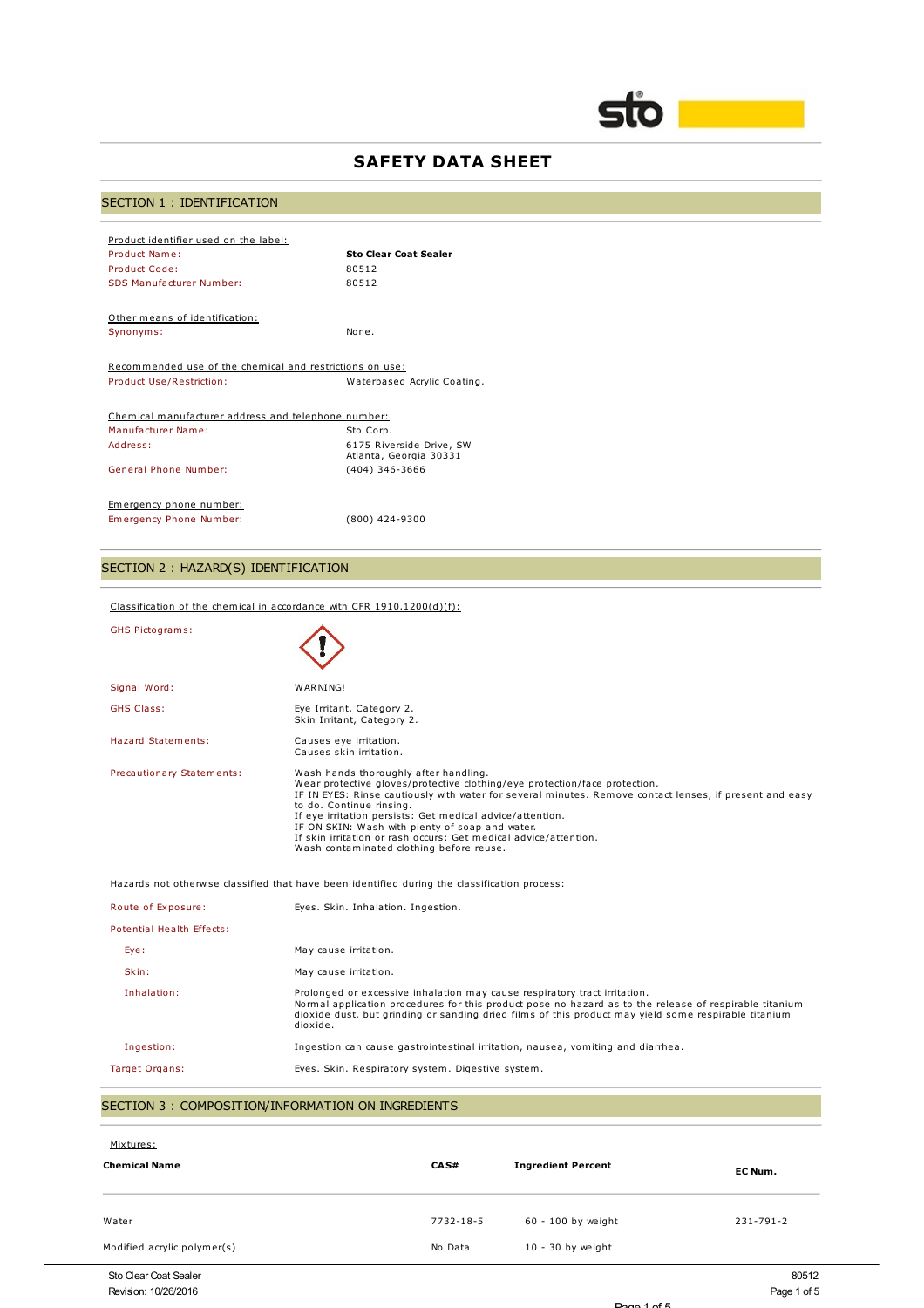# SAFETY DATA SHEET

## SECTION 1 : IDENTIFICATION

Product identifier used on the label:

| | |
|---|---|
| Product Name: | **Sto Clear Coat Sealer** |
| Product Code: | 80512 |
| SDS Manufacturer Number: | 80512 |

Other means of identification:

| | |
|---|---|
| Synonyms: | None. |

Recommended use of the chemical and restrictions on use:

| | |
|---|---|
| Product Use/Restriction: | Waterbased Acrylic Coating. |

Chemical manufacturer address and telephone number:

| | |
|---|---|
| Manufacturer Name: | Sto Corp. |
| Address: | 6175 Riverside Drive, SW<br>Atlanta, Georgia 30331 |
| General Phone Number: | (404) 346-3666 |

Emergency phone number:

| | |
|---|---|
| Emergency Phone Number: | (800) 424-9300 |

## SECTION 2 : HAZARD(S) IDENTIFICATION

Classification of the chemical in accordance with CFR 1910.1200(d)(f):

GHS Pictograms:

Signal Word: WARNING!

GHS Class:
Eye Irritant, Category 2.
Skin Irritant, Category 2.

Hazard Statements:
Causes eye irritation.
Causes skin irritation.

Precautionary Statements:
Wash hands thoroughly after handling.
Wear protective gloves/protective clothing/eye protection/face protection.
IF IN EYES: Rinse cautiously with water for several minutes. Remove contact lenses, if present and easy to do. Continue rinsing.
If eye irritation persists: Get medical advice/attention.
IF ON SKIN: Wash with plenty of soap and water.
If skin irritation or rash occurs: Get medical advice/attention.
Wash contaminated clothing before reuse.

Hazards not otherwise classified that have been identified during the classification process:

Route of Exposure: Eyes. Skin. Inhalation. Ingestion.

Potential Health Effects:

- Eye: May cause irritation.
- Skin: May cause irritation.
- Inhalation: Prolonged or excessive inhalation may cause respiratory tract irritation. Normal application procedures for this product pose no hazard as to the release of respirable titanium dioxide dust, but grinding or sanding dried films of this product may yield some respirable titanium dioxide.
- Ingestion: Ingestion can cause gastrointestinal irritation, nausea, vomiting and diarrhea.

Target Organs: Eyes. Skin. Respiratory system. Digestive system.

## SECTION 3 : COMPOSITION/INFORMATION ON INGREDIENTS

Mixtures:

| Chemical Name | CAS# | Ingredient Percent | EC Num. |
|---|---|---|---|
| Water | 7732-18-5 | 60 - 100 by weight | 231-791-2 |
| Modified acrylic polymer(s) | No Data | 10 - 30 by weight | |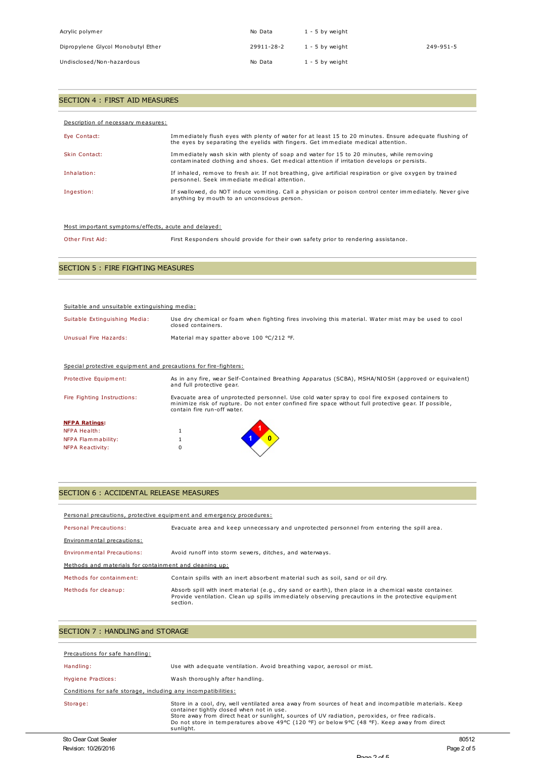| | | | |
|---|---|---|---|
| Acrylic polymer | No Data | 1 - 5 by weight | |
| Dipropylene Glycol Monobutyl Ether | 29911-28-2 | 1 - 5 by weight | 249-951-5 |
| Undisclosed/Non-hazardous | No Data | 1 - 5 by weight | |

## SECTION 4 : FIRST AID MEASURES

Description of necessary measures:

| | |
|---|---|
| Eye Contact: | Immediately flush eyes with plenty of water for at least 15 to 20 minutes. Ensure adequate flushing of the eyes by separating the eyelids with fingers. Get immediate medical attention. |
| Skin Contact: | Immediately wash skin with plenty of soap and water for 15 to 20 minutes, while removing contaminated clothing and shoes. Get medical attention if irritation develops or persists. |
| Inhalation: | If inhaled, remove to fresh air. If not breathing, give artificial respiration or give oxygen by trained personnel. Seek immediate medical attention. |
| Ingestion: | If swallowed, do NOT induce vomiting. Call a physician or poison control center immediately. Never give anything by mouth to an unconscious person. |

Most important symptoms/effects, acute and delayed:

| | |
|---|---|
| Other First Aid: | First Responders should provide for their own safety prior to rendering assistance. |

## SECTION 5 : FIRE FIGHTING MEASURES

Suitable and unsuitable extinguishing media:

| | |
|---|---|
| Suitable Extinguishing Media: | Use dry chemical or foam when fighting fires involving this material. Water mist may be used to cool closed containers. |
| Unusual Fire Hazards: | Material may spatter above 100 °C/212 °F. |

Special protective equipment and precautions for fire-fighters:

| | |
|---|---|
| Protective Equipment: | As in any fire, wear Self-Contained Breathing Apparatus (SCBA), MSHA/NIOSH (approved or equivalent) and full protective gear. |
| Fire Fighting Instructions: | Evacuate area of unprotected personnel. Use cold water spray to cool fire exposed containers to minimize risk of rupture. Do not enter confined fire space without full protective gear. If possible, contain fire run-off water. |

**NFPA Ratings:**

| | |
|---|---|
| NFPA Health: | 1 |
| NFPA Flammability: | 1 |
| NFPA Reactivity: | 0 |

## SECTION 6 : ACCIDENTAL RELEASE MEASURES

Personal precautions, protective equipment and emergency procedures:

| | |
|---|---|
| Personal Precautions: | Evacuate area and keep unnecessary and unprotected personnel from entering the spill area. |

Environmental precautions:

| | |
|---|---|
| Environmental Precautions: | Avoid runoff into storm sewers, ditches, and waterways. |

Methods and materials for containment and cleaning up:

| | |
|---|---|
| Methods for containment: | Contain spills with an inert absorbent material such as soil, sand or oil dry. |
| Methods for cleanup: | Absorb spill with inert material (e.g., dry sand or earth), then place in a chemical waste container. Provide ventilation. Clean up spills immediately observing precautions in the protective equipment section. |

## SECTION 7 : HANDLING and STORAGE

Precautions for safe handling:

| | |
|---|---|
| Handling: | Use with adequate ventilation. Avoid breathing vapor, aerosol or mist. |
| Hygiene Practices: | Wash thoroughly after handling. |

Conditions for safe storage, including any incompatibilities:

| | |
|---|---|
| Storage: | Store in a cool, dry, well ventilated area away from sources of heat and incompatible materials. Keep container tightly closed when not in use. Store away from direct heat or sunlight, sources of UV radiation, peroxides, or free radicals. Do not store in temperatures above 49°C (120 °F) or below 9°C (48 °F). Keep away from direct sunlight. |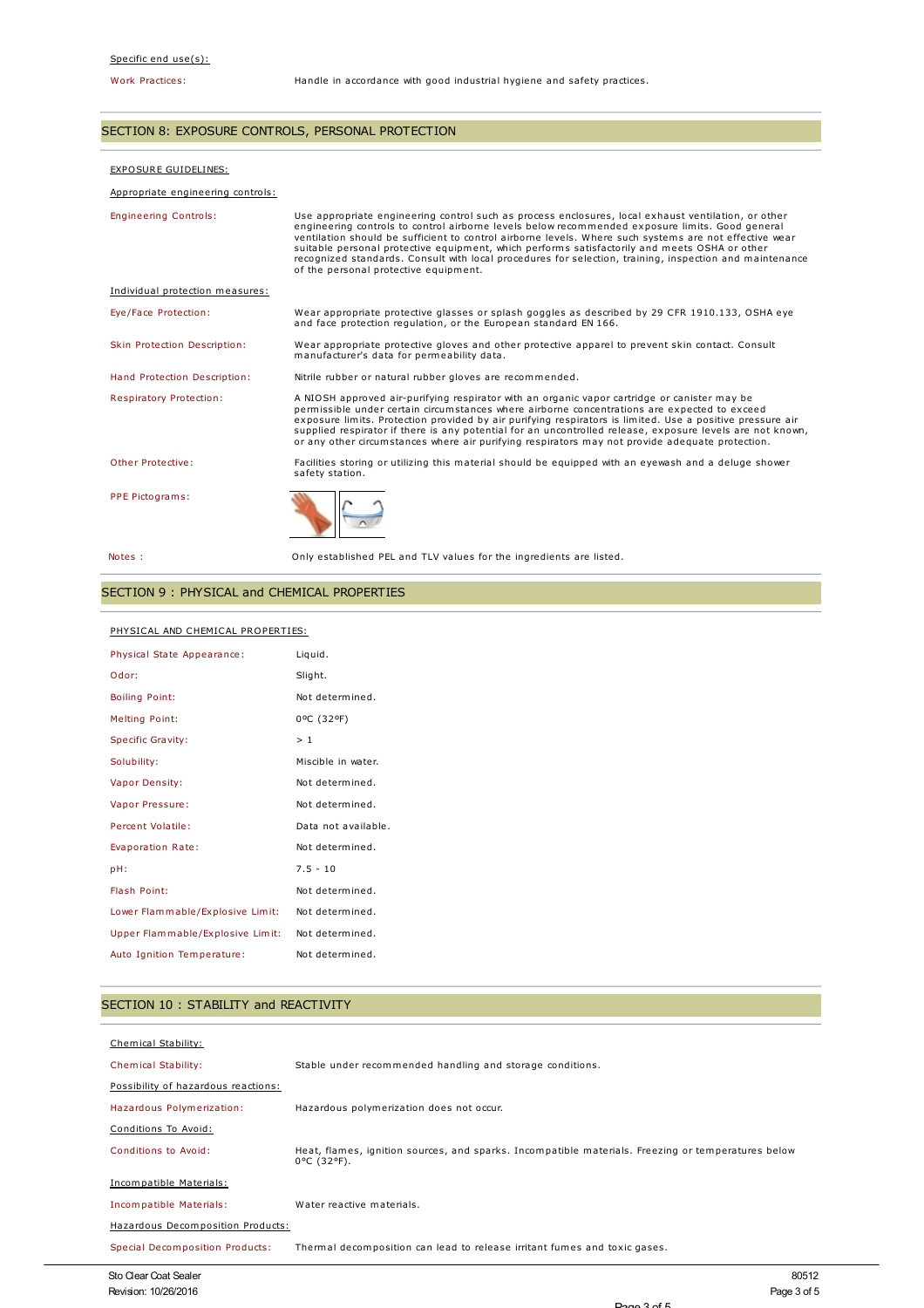Specific end use(s):

| | |
|---|---|
| Work Practices: | Handle in accordance with good industrial hygiene and safety practices. |

## SECTION 8: EXPOSURE CONTROLS, PERSONAL PROTECTION

EXPOSURE GUIDELINES:

Appropriate engineering controls:

| | |
|---|---|
| Engineering Controls: | Use appropriate engineering control such as process enclosures, local exhaust ventilation, or other engineering controls to control airborne levels below recommended exposure limits. Good general ventilation should be sufficient to control airborne levels. Where such systems are not effective wear suitable personal protective equipment, which performs satisfactorily and meets OSHA or other recognized standards. Consult with local procedures for selection, training, inspection and maintenance of the personal protective equipment. |

Individual protection measures:

| | |
|---|---|
| Eye/Face Protection: | Wear appropriate protective glasses or splash goggles as described by 29 CFR 1910.133, OSHA eye and face protection regulation, or the European standard EN 166. |
| Skin Protection Description: | Wear appropriate protective gloves and other protective apparel to prevent skin contact. Consult manufacturer's data for permeability data. |
| Hand Protection Description: | Nitrile rubber or natural rubber gloves are recommended. |
| Respiratory Protection: | A NIOSH approved air-purifying respirator with an organic vapor cartridge or canister may be permissible under certain circumstances where airborne concentrations are expected to exceed exposure limits. Protection provided by air purifying respirators is limited. Use a positive pressure air supplied respirator if there is any potential for an uncontrolled release, exposure levels are not known, or any other circumstances where air purifying respirators may not provide adequate protection. |
| Other Protective: | Facilities storing or utilizing this material should be equipped with an eyewash and a deluge shower safety station. |
| PPE Pictograms: | |
| Notes : | Only established PEL and TLV values for the ingredients are listed. |

## SECTION 9 : PHYSICAL and CHEMICAL PROPERTIES

PHYSICAL AND CHEMICAL PROPERTIES:

| | |
|---|---|
| Physical State Appearance: | Liquid. |
| Odor: | Slight. |
| Boiling Point: | Not determined. |
| Melting Point: | 0ºC (32ºF) |
| Specific Gravity: | > 1 |
| Solubility: | Miscible in water. |
| Vapor Density: | Not determined. |
| Vapor Pressure: | Not determined. |
| Percent Volatile: | Data not available. |
| Evaporation Rate: | Not determined. |
| pH: | 7.5 - 10 |
| Flash Point: | Not determined. |
| Lower Flammable/Explosive Limit: | Not determined. |
| Upper Flammable/Explosive Limit: | Not determined. |
| Auto Ignition Temperature: | Not determined. |

## SECTION 10 : STABILITY and REACTIVITY

Chemical Stability:

| | |
|---|---|
| Chemical Stability: | Stable under recommended handling and storage conditions. |

Possibility of hazardous reactions:

| | |
|---|---|
| Hazardous Polymerization: | Hazardous polymerization does not occur. |

Conditions To Avoid:

| | |
|---|---|
| Conditions to Avoid: | Heat, flames, ignition sources, and sparks. Incompatible materials. Freezing or temperatures below 0°C (32°F). |

Incompatible Materials:

| | |
|---|---|
| Incompatible Materials: | Water reactive materials. |

Hazardous Decomposition Products:

| | |
|---|---|
| Special Decomposition Products: | Thermal decomposition can lead to release irritant fumes and toxic gases. |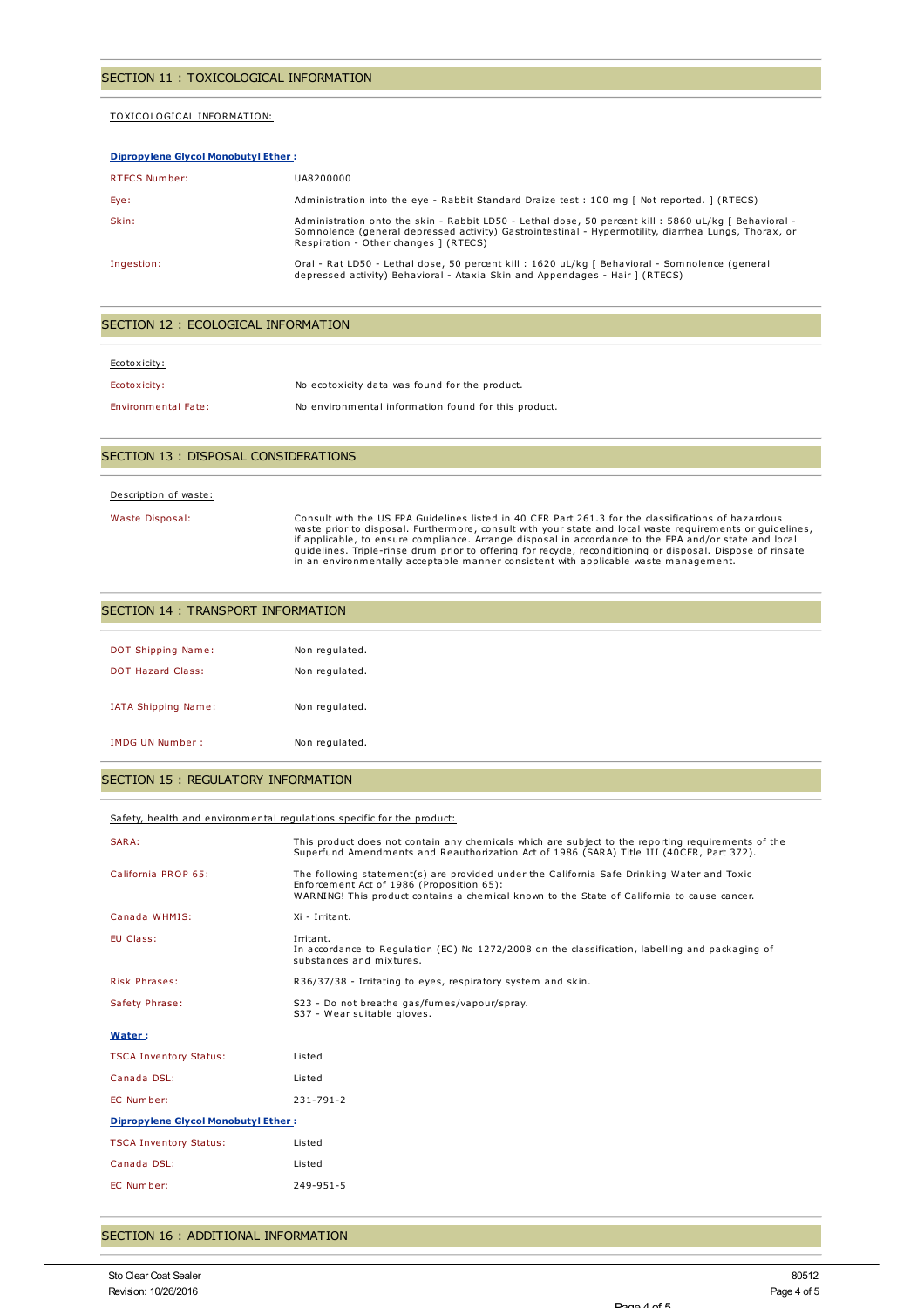## SECTION 11 : TOXICOLOGICAL INFORMATION

TOXICOLOGICAL INFORMATION:

**Dipropylene Glycol Monobutyl Ether :**

| | |
|---|---|
| RTECS Number: | UA8200000 |
| Eye: | Administration into the eye - Rabbit Standard Draize test : 100 mg [ Not reported. ] (RTECS) |
| Skin: | Administration onto the skin - Rabbit LD50 - Lethal dose, 50 percent kill : 5860 uL/kg [ Behavioral - Somnolence (general depressed activity) Gastrointestinal - Hypermotility, diarrhea Lungs, Thorax, or Respiration - Other changes ] (RTECS) |
| Ingestion: | Oral - Rat LD50 - Lethal dose, 50 percent kill : 1620 uL/kg [ Behavioral - Somnolence (general depressed activity) Behavioral - Ataxia Skin and Appendages - Hair ] (RTECS) |

## SECTION 12 : ECOLOGICAL INFORMATION

Ecotoxicity:

| | |
|---|---|
| Ecotoxicity: | No ecotoxicity data was found for the product. |
| Environmental Fate: | No environmental information found for this product. |

## SECTION 13 : DISPOSAL CONSIDERATIONS

Description of waste:

| | |
|---|---|
| Waste Disposal: | Consult with the US EPA Guidelines listed in 40 CFR Part 261.3 for the classifications of hazardous waste prior to disposal. Furthermore, consult with your state and local waste requirements or guidelines, if applicable, to ensure compliance. Arrange disposal in accordance to the EPA and/or state and local guidelines. Triple-rinse drum prior to offering for recycle, reconditioning or disposal. Dispose of rinsate in an environmentally acceptable manner consistent with applicable waste management. |

## SECTION 14 : TRANSPORT INFORMATION

| | |
|---|---|
| DOT Shipping Name: | Non regulated. |
| DOT Hazard Class: | Non regulated. |
| IATA Shipping Name: | Non regulated. |
| IMDG UN Number : | Non regulated. |

## SECTION 15 : REGULATORY INFORMATION

Safety, health and environmental regulations specific for the product:

| | |
|---|---|
| SARA: | This product does not contain any chemicals which are subject to the reporting requirements of the Superfund Amendments and Reauthorization Act of 1986 (SARA) Title III (40CFR, Part 372). |
| California PROP 65: | The following statement(s) are provided under the California Safe Drinking Water and Toxic Enforcement Act of 1986 (Proposition 65): WARNING! This product contains a chemical known to the State of California to cause cancer. |
| Canada WHMIS: | Xi - Irritant. |
| EU Class: | Irritant. In accordance to Regulation (EC) No 1272/2008 on the classification, labelling and packaging of substances and mixtures. |
| Risk Phrases: | R36/37/38 - Irritating to eyes, respiratory system and skin. |
| Safety Phrase: | S23 - Do not breathe gas/fumes/vapour/spray. S37 - Wear suitable gloves. |

**Water :**

| | |
|---|---|
| TSCA Inventory Status: | Listed |
| Canada DSL: | Listed |
| EC Number: | 231-791-2 |

**Dipropylene Glycol Monobutyl Ether :**

| | |
|---|---|
| TSCA Inventory Status: | Listed |
| Canada DSL: | Listed |
| EC Number: | 249-951-5 |

## SECTION 16 : ADDITIONAL INFORMATION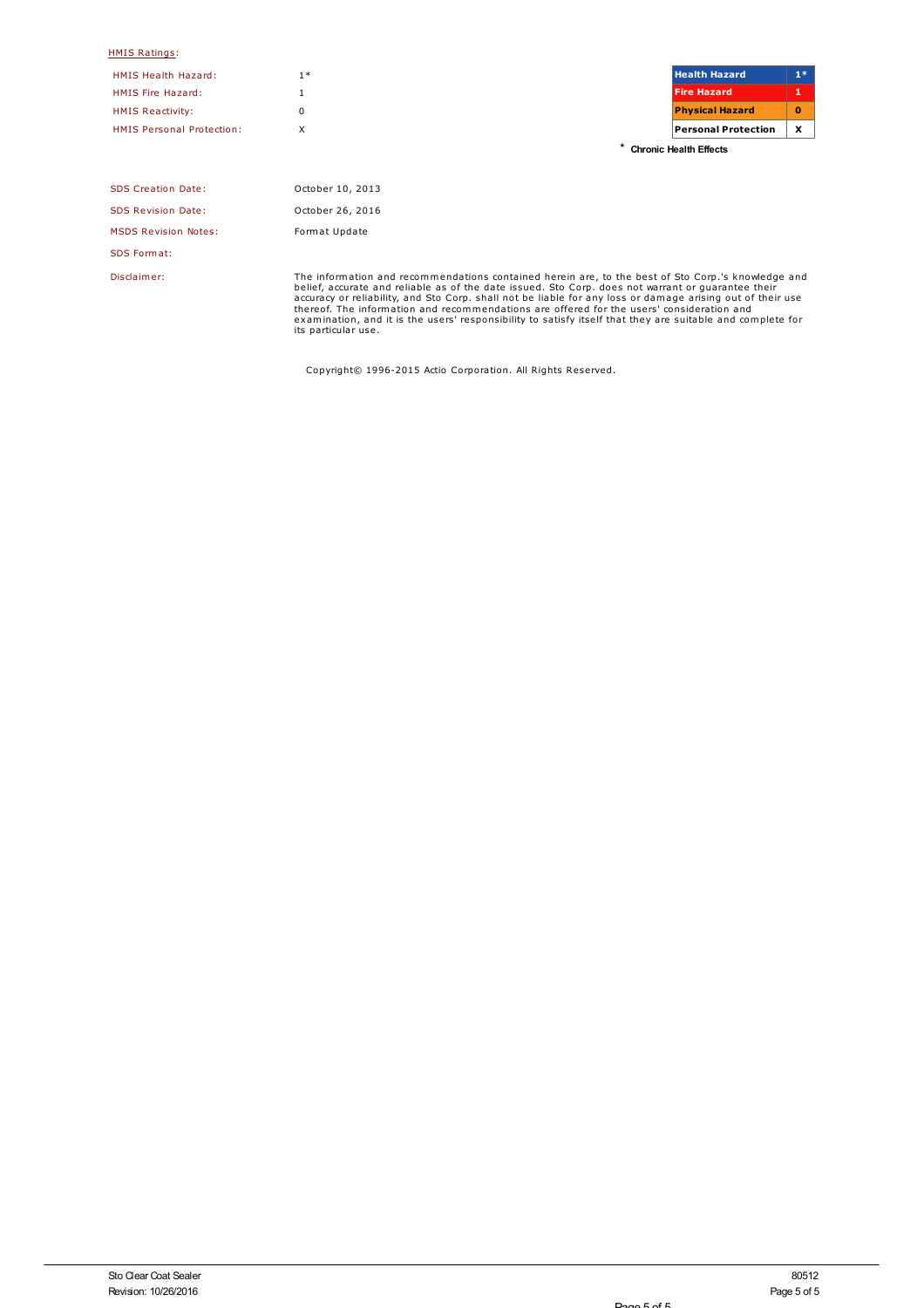HMIS Ratings:

| | |
|---|---|
| HMIS Health Hazard: | 1* |
| HMIS Fire Hazard: | 1 |
| HMIS Reactivity: | 0 |
| HMIS Personal Protection: | X |

| | |
|---|---|
| **Health Hazard** | **1*** |
| **Fire Hazard** | **1** |
| **Physical Hazard** | **0** |
| **Personal Protection** | **X** |

\* **Chronic Health Effects**

| | |
|---|---|
| SDS Creation Date: | October 10, 2013 |
| SDS Revision Date: | October 26, 2016 |
| MSDS Revision Notes: | Format Update |
| SDS Format: | |
| Disclaimer: | The information and recommendations contained herein are, to the best of Sto Corp.'s knowledge and belief, accurate and reliable as of the date issued. Sto Corp. does not warrant or guarantee their accuracy or reliability, and Sto Corp. shall not be liable for any loss or damage arising out of their use thereof. The information and recommendations are offered for the users' consideration and examination, and it is the users' responsibility to satisfy itself that they are suitable and complete for its particular use. |

Copyright© 1996-2015 Actio Corporation. All Rights Reserved.